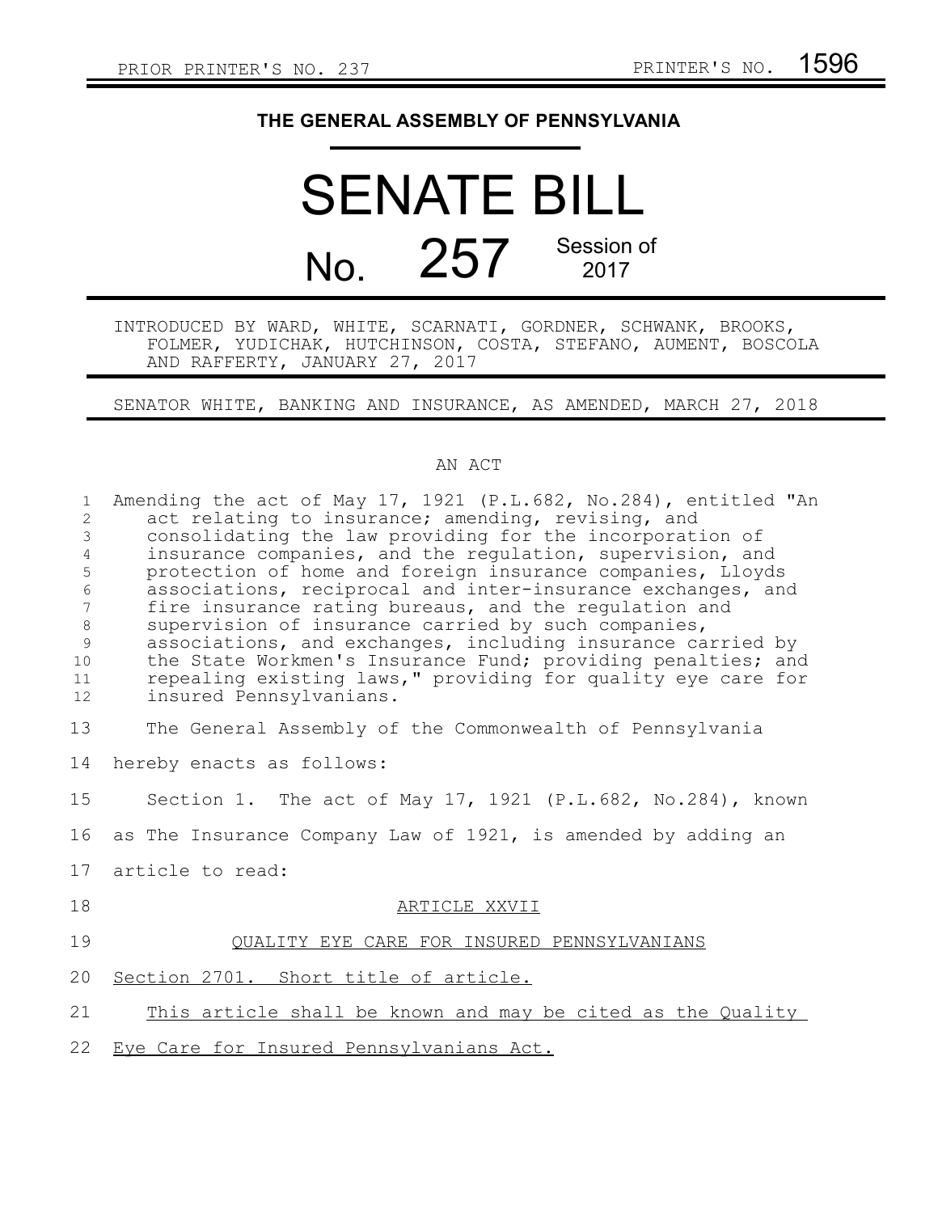PRIOR PRINTER'S NO. 237 PRINTER'S NO. 1596

# THE GENERAL ASSEMBLY OF PENNSYLVANIA

# SENATE BILL

## No. 257 Session of 2017

INTRODUCED BY WARD, WHITE, SCARNATI, GORDNER, SCHWANK, BROOKS, FOLMER, YUDICHAK, HUTCHINSON, COSTA, STEFANO, AUMENT, BOSCOLA AND RAFFERTY, JANUARY 27, 2017

SENATOR WHITE, BANKING AND INSURANCE, AS AMENDED, MARCH 27, 2018

AN ACT

Amending the act of May 17, 1921 (P.L.682, No.284), entitled "An act relating to insurance; amending, revising, and consolidating the law providing for the incorporation of insurance companies, and the regulation, supervision, and protection of home and foreign insurance companies, Lloyds associations, reciprocal and inter-insurance exchanges, and fire insurance rating bureaus, and the regulation and supervision of insurance carried by such companies, associations, and exchanges, including insurance carried by the State Workmen's Insurance Fund; providing penalties; and repealing existing laws," providing for quality eye care for insured Pennsylvanians.

The General Assembly of the Commonwealth of Pennsylvania hereby enacts as follows:

Section 1. The act of May 17, 1921 (P.L.682, No.284), known as The Insurance Company Law of 1921, is amended by adding an article to read:

ARTICLE XXVII

QUALITY EYE CARE FOR INSURED PENNSYLVANIANS

Section 2701. Short title of article.

This article shall be known and may be cited as the Quality Eye Care for Insured Pennsylvanians Act.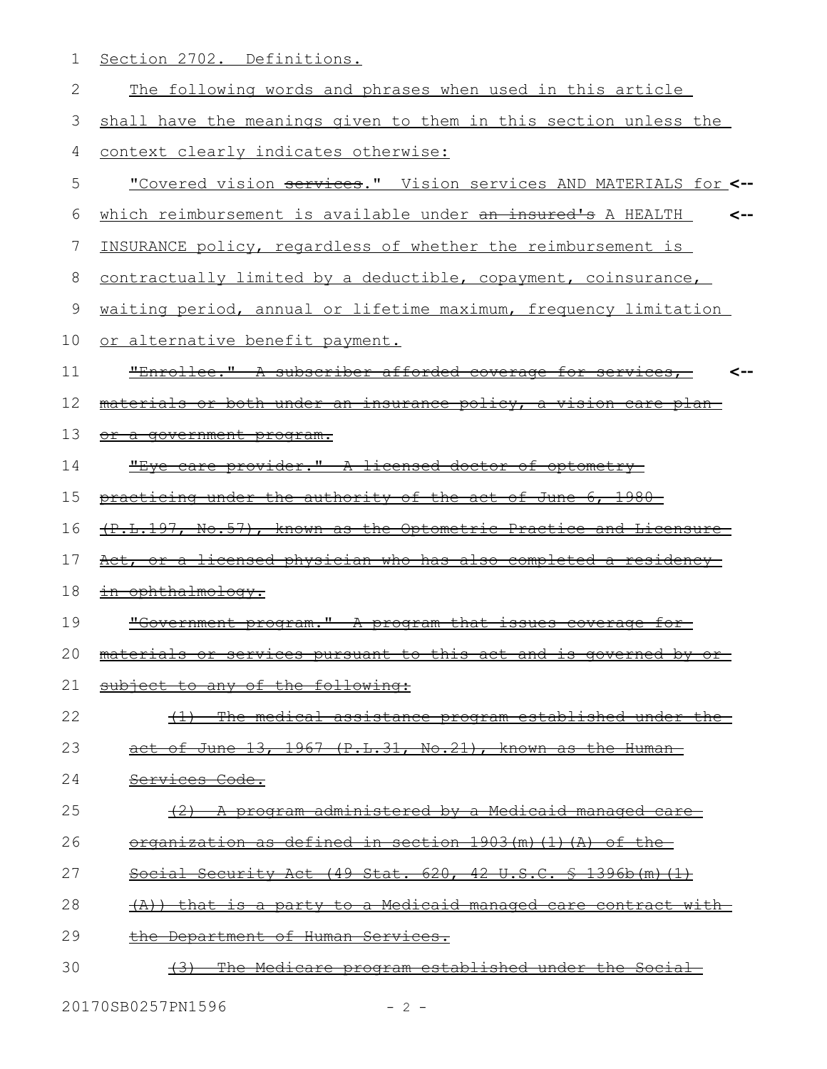Section 2702. Definitions.

The following words and phrases when used in this article shall have the meanings given to them in this section unless the context clearly indicates otherwise:

"Covered vision ~~services~~." Vision services AND MATERIALS for which reimbursement is available under ~~an insured's~~ A HEALTH INSURANCE policy, regardless of whether the reimbursement is contractually limited by a deductible, copayment, coinsurance, waiting period, annual or lifetime maximum, frequency limitation or alternative benefit payment.

~~"Enrollee." A subscriber afforded coverage for services, materials or both under an insurance policy, a vision care plan or a government program.~~

~~"Eye care provider." A licensed doctor of optometry practicing under the authority of the act of June 6, 1980 (P.L.197, No.57), known as the Optometric Practice and Licensure Act, or a licensed physician who has also completed a residency in ophthalmology.~~

~~"Government program." A program that issues coverage for materials or services pursuant to this act and is governed by or subject to any of the following:~~

~~(1) The medical assistance program established under the act of June 13, 1967 (P.L.31, No.21), known as the Human Services Code.~~

~~(2) A program administered by a Medicaid managed care organization as defined in section 1903(m)(1)(A) of the Social Security Act (49 Stat. 620, 42 U.S.C. § 1396b(m)(1)(A)) that is a party to a Medicaid managed care contract with the Department of Human Services.~~

~~(3) The Medicare program established under the Social~~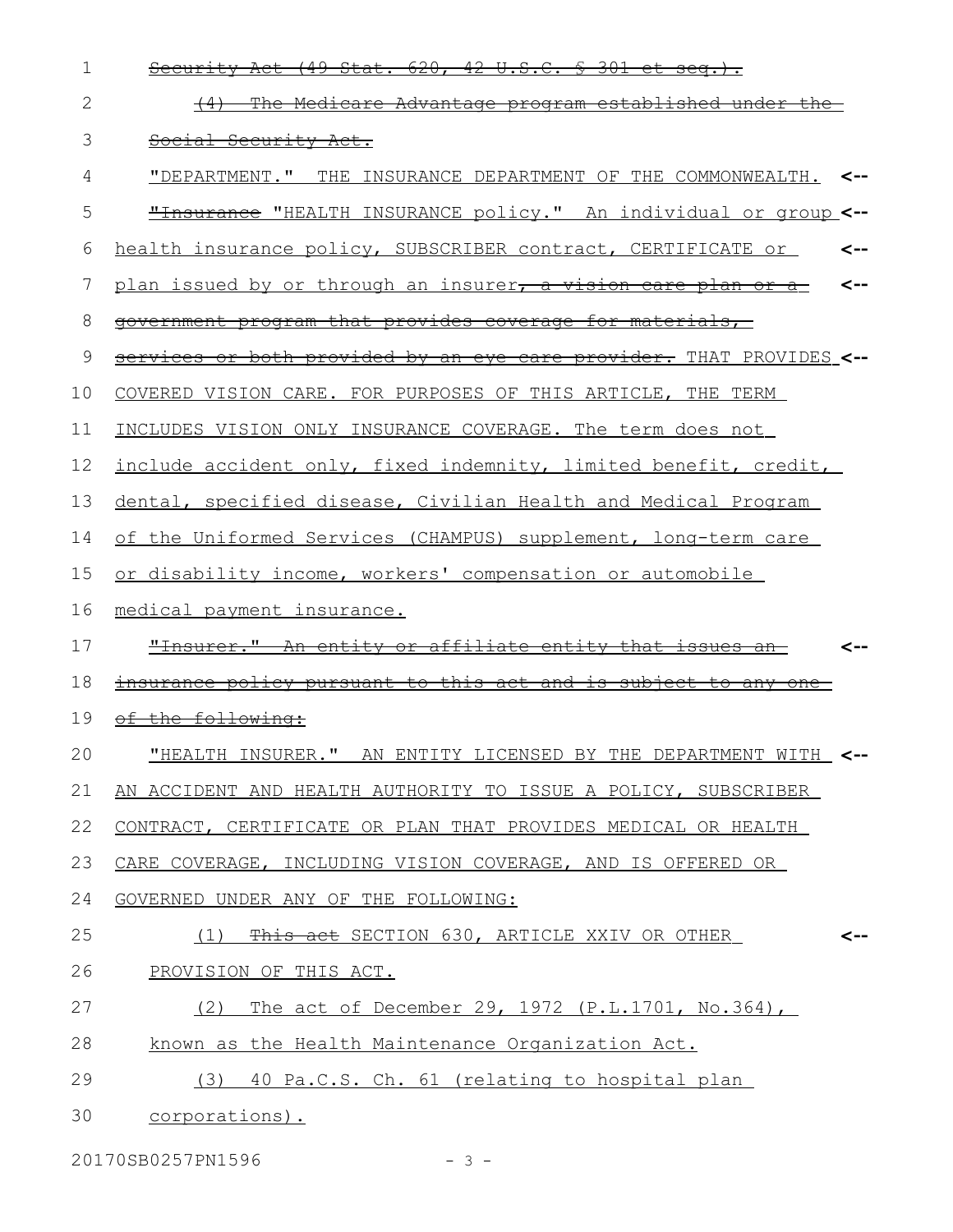~~Security Act (49 Stat. 620, 42 U.S.C. § 301 et seq.).~~

~~(4) The Medicare Advantage program established under the Social Security Act.~~

"DEPARTMENT." THE INSURANCE DEPARTMENT OF THE COMMONWEALTH.

~~"Insurance~~ "HEALTH INSURANCE policy." An individual or group health insurance policy, SUBSCRIBER contract, CERTIFICATE or plan issued by or through an insurer~~, a vision care plan or a government program that provides coverage for materials, services or both provided by an eye care provider.~~ THAT PROVIDES COVERED VISION CARE. FOR PURPOSES OF THIS ARTICLE, THE TERM INCLUDES VISION ONLY INSURANCE COVERAGE. The term does not include accident only, fixed indemnity, limited benefit, credit, dental, specified disease, Civilian Health and Medical Program of the Uniformed Services (CHAMPUS) supplement, long-term care or disability income, workers' compensation or automobile medical payment insurance.

~~"Insurer." An entity or affiliate entity that issues an insurance policy pursuant to this act and is subject to any one of the following:~~

"HEALTH INSURER." AN ENTITY LICENSED BY THE DEPARTMENT WITH AN ACCIDENT AND HEALTH AUTHORITY TO ISSUE A POLICY, SUBSCRIBER CONTRACT, CERTIFICATE OR PLAN THAT PROVIDES MEDICAL OR HEALTH CARE COVERAGE, INCLUDING VISION COVERAGE, AND IS OFFERED OR GOVERNED UNDER ANY OF THE FOLLOWING:

(1) ~~This act~~ SECTION 630, ARTICLE XXIV OR OTHER PROVISION OF THIS ACT.

(2) The act of December 29, 1972 (P.L.1701, No.364), known as the Health Maintenance Organization Act.

(3) 40 Pa.C.S. Ch. 61 (relating to hospital plan corporations).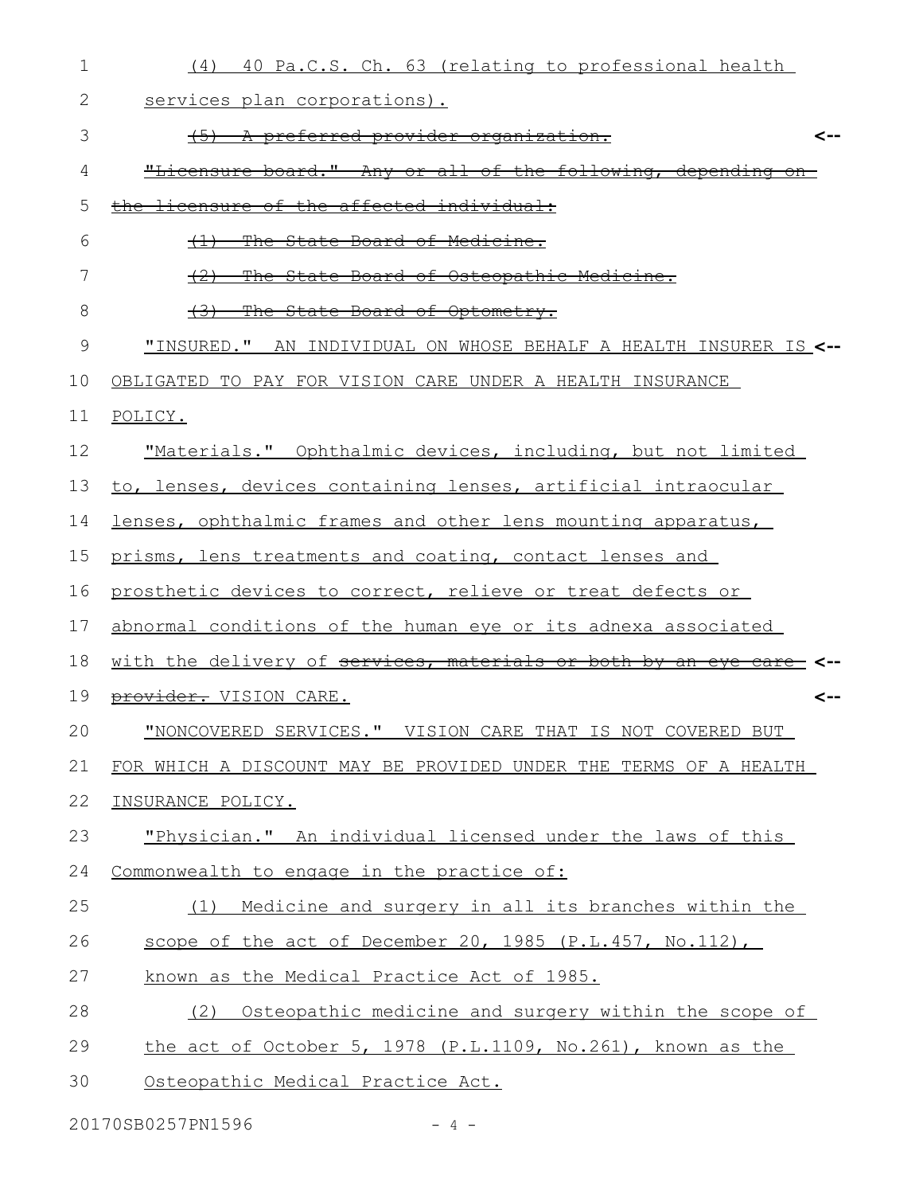(4) 40 Pa.C.S. Ch. 63 (relating to professional health services plan corporations).

~~(5) A preferred provider organization.~~

~~"Licensure board." Any or all of the following, depending on the licensure of the affected individual:~~

~~(1) The State Board of Medicine.~~

~~(2) The State Board of Osteopathic Medicine.~~

~~(3) The State Board of Optometry.~~

"INSURED." AN INDIVIDUAL ON WHOSE BEHALF A HEALTH INSURER IS OBLIGATED TO PAY FOR VISION CARE UNDER A HEALTH INSURANCE POLICY.

"Materials." Ophthalmic devices, including, but not limited to, lenses, devices containing lenses, artificial intraocular lenses, ophthalmic frames and other lens mounting apparatus, prisms, lens treatments and coating, contact lenses and prosthetic devices to correct, relieve or treat defects or abnormal conditions of the human eye or its adnexa associated with the delivery of ~~services, materials or both by an eye care provider.~~ VISION CARE.

"NONCOVERED SERVICES." VISION CARE THAT IS NOT COVERED BUT FOR WHICH A DISCOUNT MAY BE PROVIDED UNDER THE TERMS OF A HEALTH INSURANCE POLICY.

"Physician." An individual licensed under the laws of this Commonwealth to engage in the practice of:

(1) Medicine and surgery in all its branches within the scope of the act of December 20, 1985 (P.L.457, No.112), known as the Medical Practice Act of 1985.

(2) Osteopathic medicine and surgery within the scope of the act of October 5, 1978 (P.L.1109, No.261), known as the Osteopathic Medical Practice Act.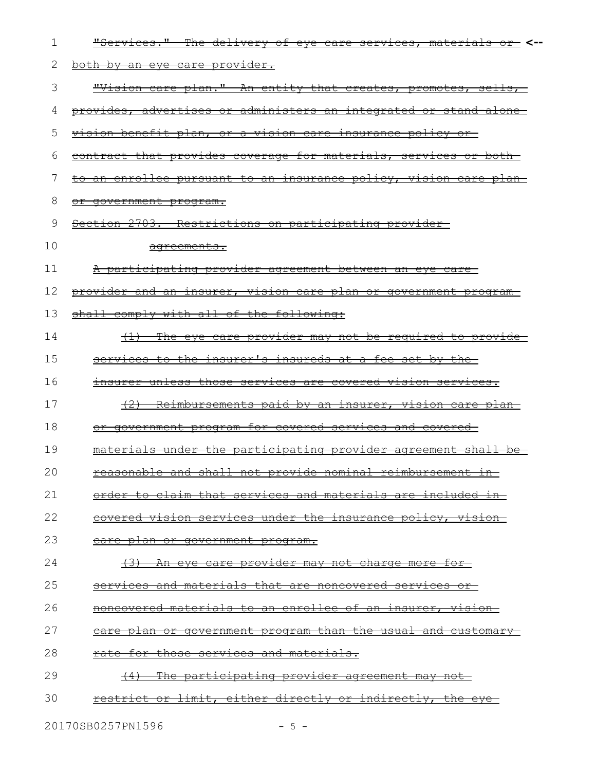~~"Services." The delivery of eye care services, materials or both by an eye care provider.~~ <--

~~"Vision care plan." An entity that creates, promotes, sells, provides, advertises or administers an integrated or stand-alone vision benefit plan, or a vision care insurance policy or contract that provides coverage for materials, services or both to an enrollee pursuant to an insurance policy, vision care plan or government program.~~

~~Section 2703. Restrictions on participating provider agreements.~~

~~A participating provider agreement between an eye care provider and an insurer, vision care plan or government program shall comply with all of the following:~~

~~(1) The eye care provider may not be required to provide services to the insurer's insureds at a fee set by the insurer unless those services are covered vision services.~~

~~(2) Reimbursements paid by an insurer, vision care plan or government program for covered services and covered materials under the participating provider agreement shall be reasonable and shall not provide nominal reimbursement in order to claim that services and materials are included in covered vision services under the insurance policy, vision care plan or government program.~~

~~(3) An eye care provider may not charge more for services and materials that are noncovered services or noncovered materials to an enrollee of an insurer, vision care plan or government program than the usual and customary rate for those services and materials.~~

~~(4) The participating provider agreement may not restrict or limit, either directly or indirectly, the eye~~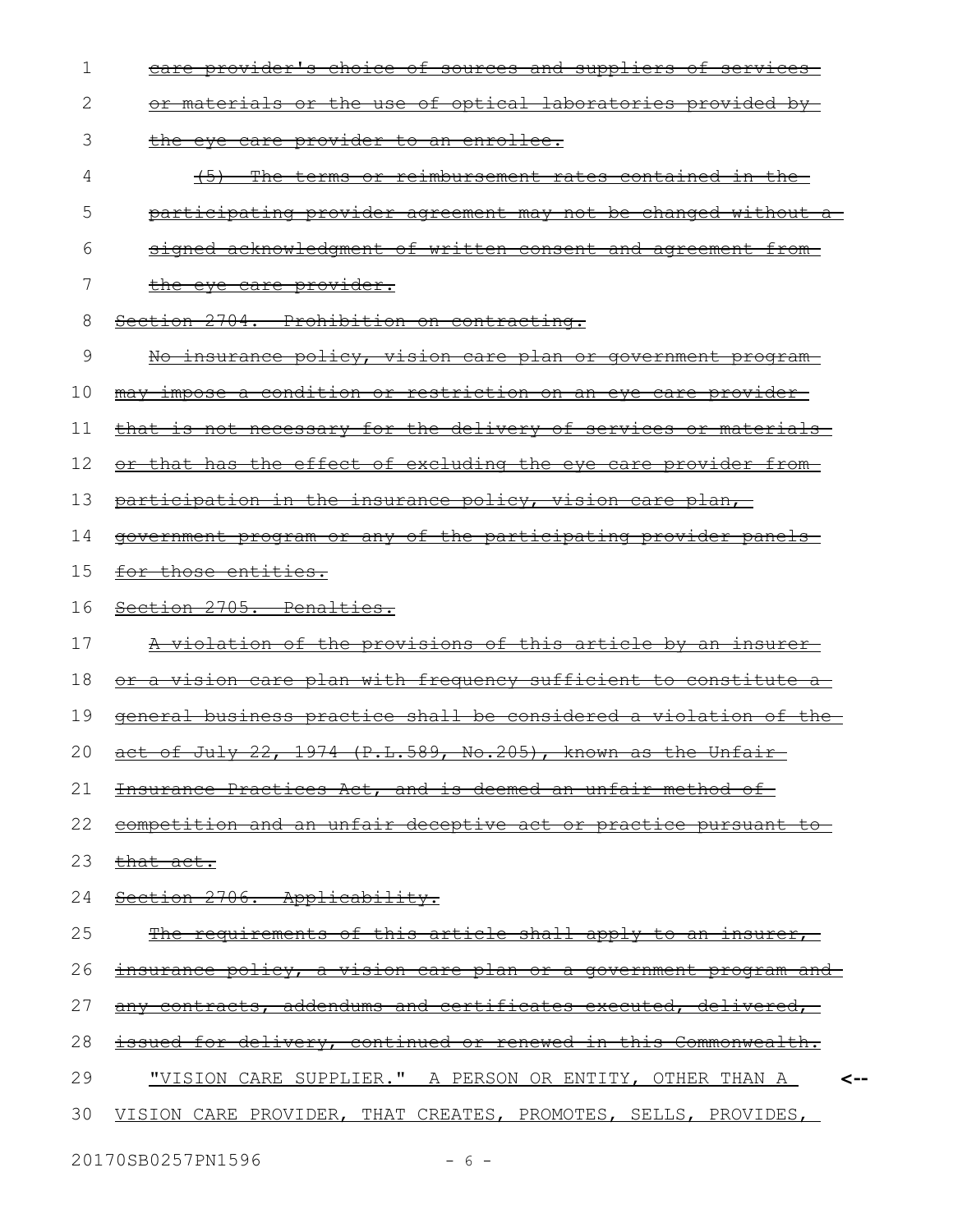~~care provider's choice of sources and suppliers of services or materials or the use of optical laboratories provided by the eye care provider to an enrollee.~~

~~(5) The terms or reimbursement rates contained in the participating provider agreement may not be changed without a signed acknowledgment of written consent and agreement from the eye care provider.~~

~~Section 2704. Prohibition on contracting.~~

~~No insurance policy, vision care plan or government program may impose a condition or restriction on an eye care provider that is not necessary for the delivery of services or materials or that has the effect of excluding the eye care provider from participation in the insurance policy, vision care plan, government program or any of the participating provider panels for those entities.~~

~~Section 2705. Penalties.~~

~~A violation of the provisions of this article by an insurer or a vision care plan with frequency sufficient to constitute a general business practice shall be considered a violation of the act of July 22, 1974 (P.L.589, No.205), known as the Unfair Insurance Practices Act, and is deemed an unfair method of competition and an unfair deceptive act or practice pursuant to that act.~~

~~Section 2706. Applicability.~~

~~The requirements of this article shall apply to an insurer, insurance policy, a vision care plan or a government program and any contracts, addendums and certificates executed, delivered, issued for delivery, continued or renewed in this Commonwealth.~~

"VISION CARE SUPPLIER." A PERSON OR ENTITY, OTHER THAN A VISION CARE PROVIDER, THAT CREATES, PROMOTES, SELLS, PROVIDES,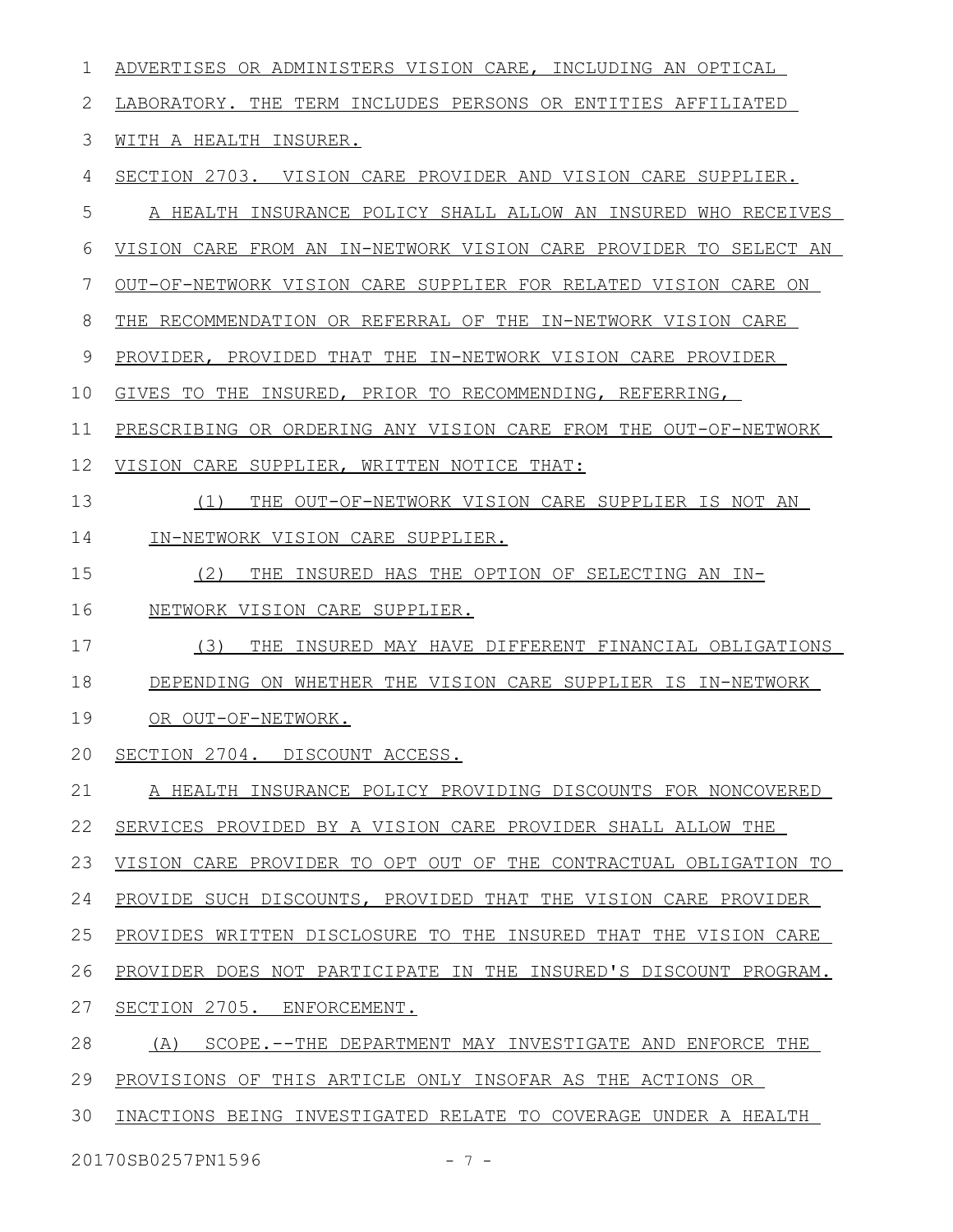ADVERTISES OR ADMINISTERS VISION CARE, INCLUDING AN OPTICAL LABORATORY. THE TERM INCLUDES PERSONS OR ENTITIES AFFILIATED WITH A HEALTH INSURER.

SECTION 2703. VISION CARE PROVIDER AND VISION CARE SUPPLIER.

A HEALTH INSURANCE POLICY SHALL ALLOW AN INSURED WHO RECEIVES VISION CARE FROM AN IN-NETWORK VISION CARE PROVIDER TO SELECT AN OUT-OF-NETWORK VISION CARE SUPPLIER FOR RELATED VISION CARE ON THE RECOMMENDATION OR REFERRAL OF THE IN-NETWORK VISION CARE PROVIDER, PROVIDED THAT THE IN-NETWORK VISION CARE PROVIDER GIVES TO THE INSURED, PRIOR TO RECOMMENDING, REFERRING, PRESCRIBING OR ORDERING ANY VISION CARE FROM THE OUT-OF-NETWORK VISION CARE SUPPLIER, WRITTEN NOTICE THAT:

(1) THE OUT-OF-NETWORK VISION CARE SUPPLIER IS NOT AN IN-NETWORK VISION CARE SUPPLIER.

(2) THE INSURED HAS THE OPTION OF SELECTING AN IN-NETWORK VISION CARE SUPPLIER.

(3) THE INSURED MAY HAVE DIFFERENT FINANCIAL OBLIGATIONS DEPENDING ON WHETHER THE VISION CARE SUPPLIER IS IN-NETWORK OR OUT-OF-NETWORK.

SECTION 2704. DISCOUNT ACCESS.

A HEALTH INSURANCE POLICY PROVIDING DISCOUNTS FOR NONCOVERED SERVICES PROVIDED BY A VISION CARE PROVIDER SHALL ALLOW THE VISION CARE PROVIDER TO OPT OUT OF THE CONTRACTUAL OBLIGATION TO PROVIDE SUCH DISCOUNTS, PROVIDED THAT THE VISION CARE PROVIDER PROVIDES WRITTEN DISCLOSURE TO THE INSURED THAT THE VISION CARE PROVIDER DOES NOT PARTICIPATE IN THE INSURED'S DISCOUNT PROGRAM.

SECTION 2705. ENFORCEMENT.

(A) SCOPE.--THE DEPARTMENT MAY INVESTIGATE AND ENFORCE THE PROVISIONS OF THIS ARTICLE ONLY INSOFAR AS THE ACTIONS OR INACTIONS BEING INVESTIGATED RELATE TO COVERAGE UNDER A HEALTH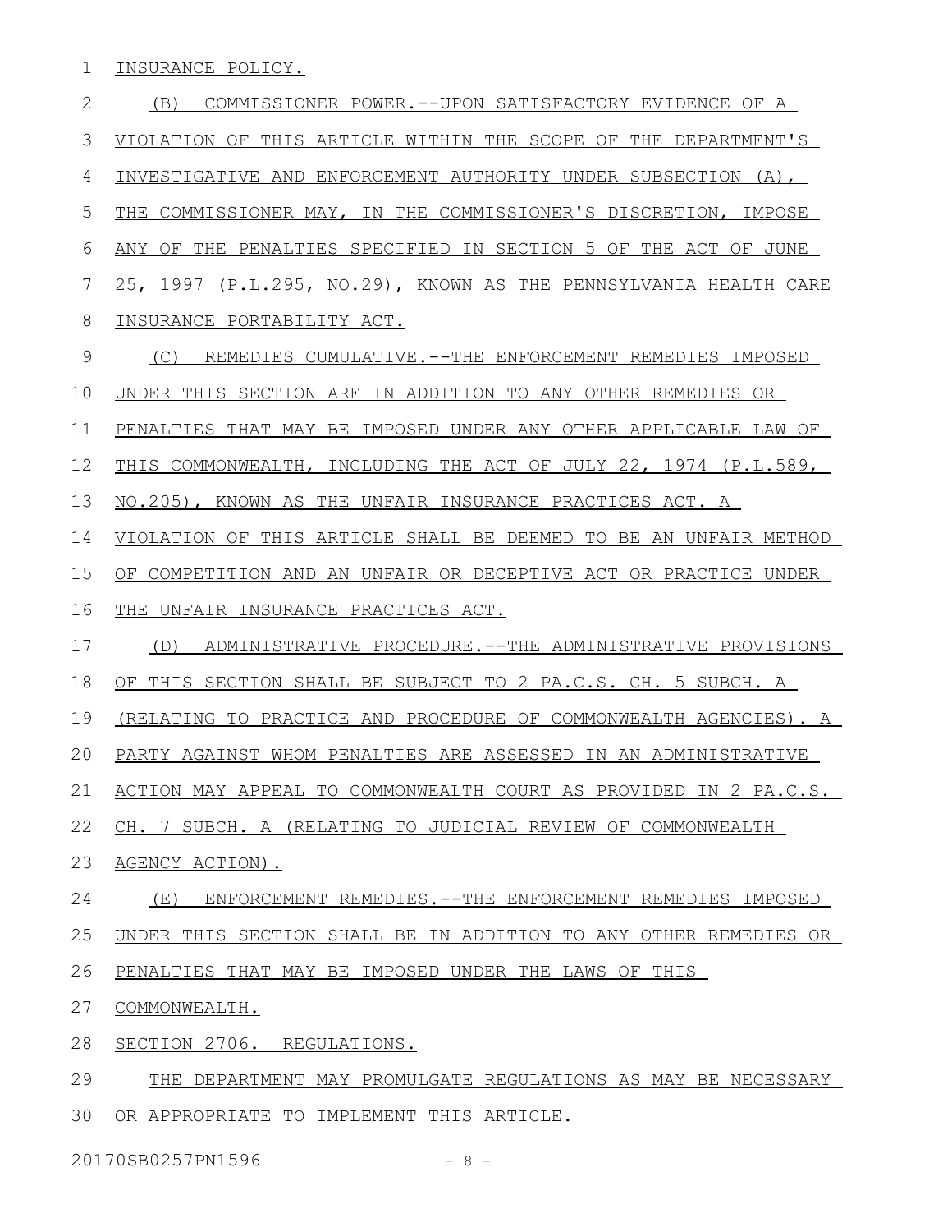INSURANCE POLICY.

(B) COMMISSIONER POWER.--UPON SATISFACTORY EVIDENCE OF A VIOLATION OF THIS ARTICLE WITHIN THE SCOPE OF THE DEPARTMENT'S INVESTIGATIVE AND ENFORCEMENT AUTHORITY UNDER SUBSECTION (A), THE COMMISSIONER MAY, IN THE COMMISSIONER'S DISCRETION, IMPOSE ANY OF THE PENALTIES SPECIFIED IN SECTION 5 OF THE ACT OF JUNE 25, 1997 (P.L.295, NO.29), KNOWN AS THE PENNSYLVANIA HEALTH CARE INSURANCE PORTABILITY ACT.

(C) REMEDIES CUMULATIVE.--THE ENFORCEMENT REMEDIES IMPOSED UNDER THIS SECTION ARE IN ADDITION TO ANY OTHER REMEDIES OR PENALTIES THAT MAY BE IMPOSED UNDER ANY OTHER APPLICABLE LAW OF THIS COMMONWEALTH, INCLUDING THE ACT OF JULY 22, 1974 (P.L.589, NO.205), KNOWN AS THE UNFAIR INSURANCE PRACTICES ACT. A VIOLATION OF THIS ARTICLE SHALL BE DEEMED TO BE AN UNFAIR METHOD OF COMPETITION AND AN UNFAIR OR DECEPTIVE ACT OR PRACTICE UNDER THE UNFAIR INSURANCE PRACTICES ACT.

(D) ADMINISTRATIVE PROCEDURE.--THE ADMINISTRATIVE PROVISIONS OF THIS SECTION SHALL BE SUBJECT TO 2 PA.C.S. CH. 5 SUBCH. A (RELATING TO PRACTICE AND PROCEDURE OF COMMONWEALTH AGENCIES). A PARTY AGAINST WHOM PENALTIES ARE ASSESSED IN AN ADMINISTRATIVE ACTION MAY APPEAL TO COMMONWEALTH COURT AS PROVIDED IN 2 PA.C.S. CH. 7 SUBCH. A (RELATING TO JUDICIAL REVIEW OF COMMONWEALTH AGENCY ACTION).

(E) ENFORCEMENT REMEDIES.--THE ENFORCEMENT REMEDIES IMPOSED UNDER THIS SECTION SHALL BE IN ADDITION TO ANY OTHER REMEDIES OR PENALTIES THAT MAY BE IMPOSED UNDER THE LAWS OF THIS COMMONWEALTH.

SECTION 2706. REGULATIONS.

THE DEPARTMENT MAY PROMULGATE REGULATIONS AS MAY BE NECESSARY OR APPROPRIATE TO IMPLEMENT THIS ARTICLE.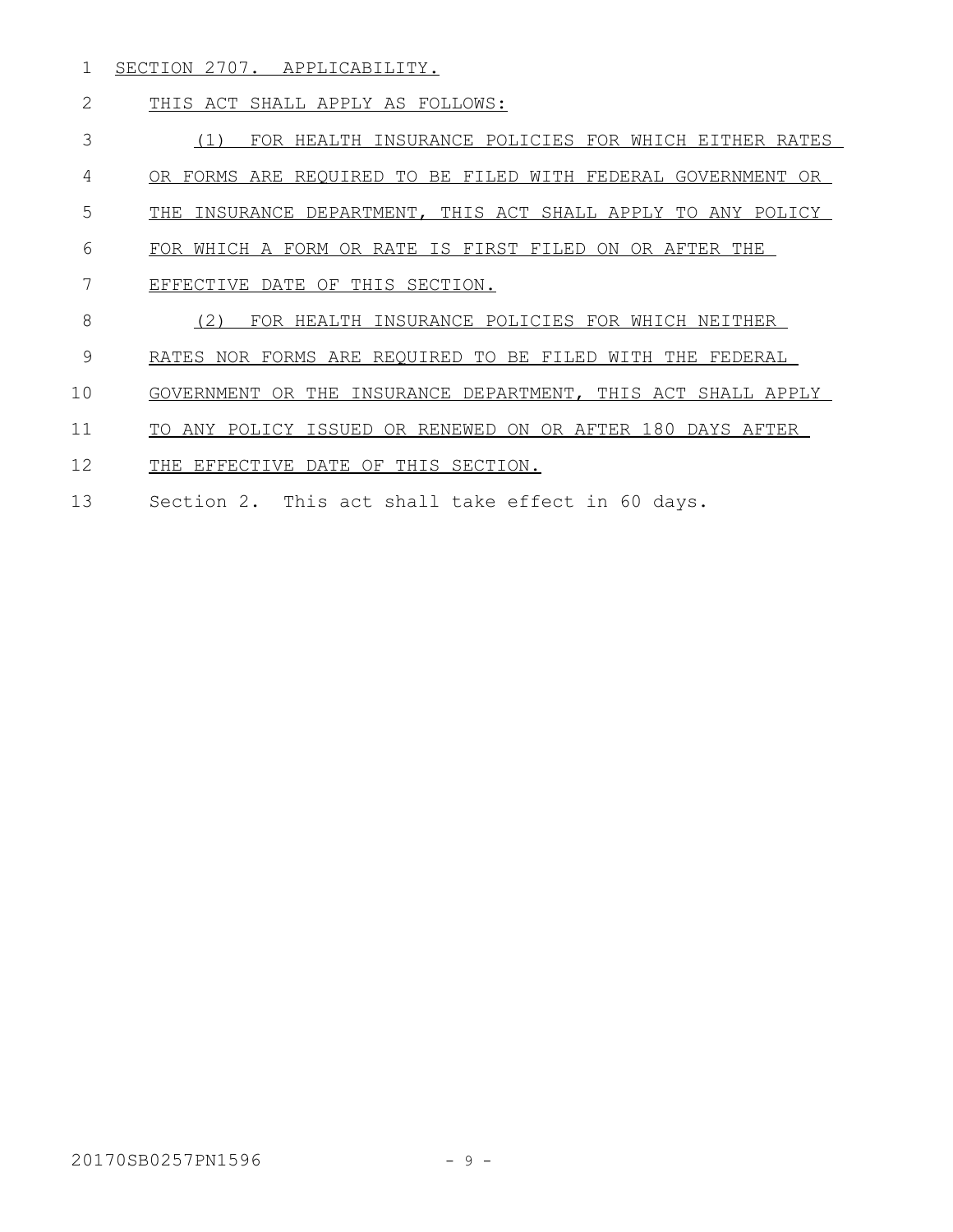SECTION 2707. APPLICABILITY.

THIS ACT SHALL APPLY AS FOLLOWS:

(1) FOR HEALTH INSURANCE POLICIES FOR WHICH EITHER RATES OR FORMS ARE REQUIRED TO BE FILED WITH FEDERAL GOVERNMENT OR THE INSURANCE DEPARTMENT, THIS ACT SHALL APPLY TO ANY POLICY FOR WHICH A FORM OR RATE IS FIRST FILED ON OR AFTER THE EFFECTIVE DATE OF THIS SECTION.

(2) FOR HEALTH INSURANCE POLICIES FOR WHICH NEITHER RATES NOR FORMS ARE REQUIRED TO BE FILED WITH THE FEDERAL GOVERNMENT OR THE INSURANCE DEPARTMENT, THIS ACT SHALL APPLY TO ANY POLICY ISSUED OR RENEWED ON OR AFTER 180 DAYS AFTER THE EFFECTIVE DATE OF THIS SECTION.

Section 2. This act shall take effect in 60 days.